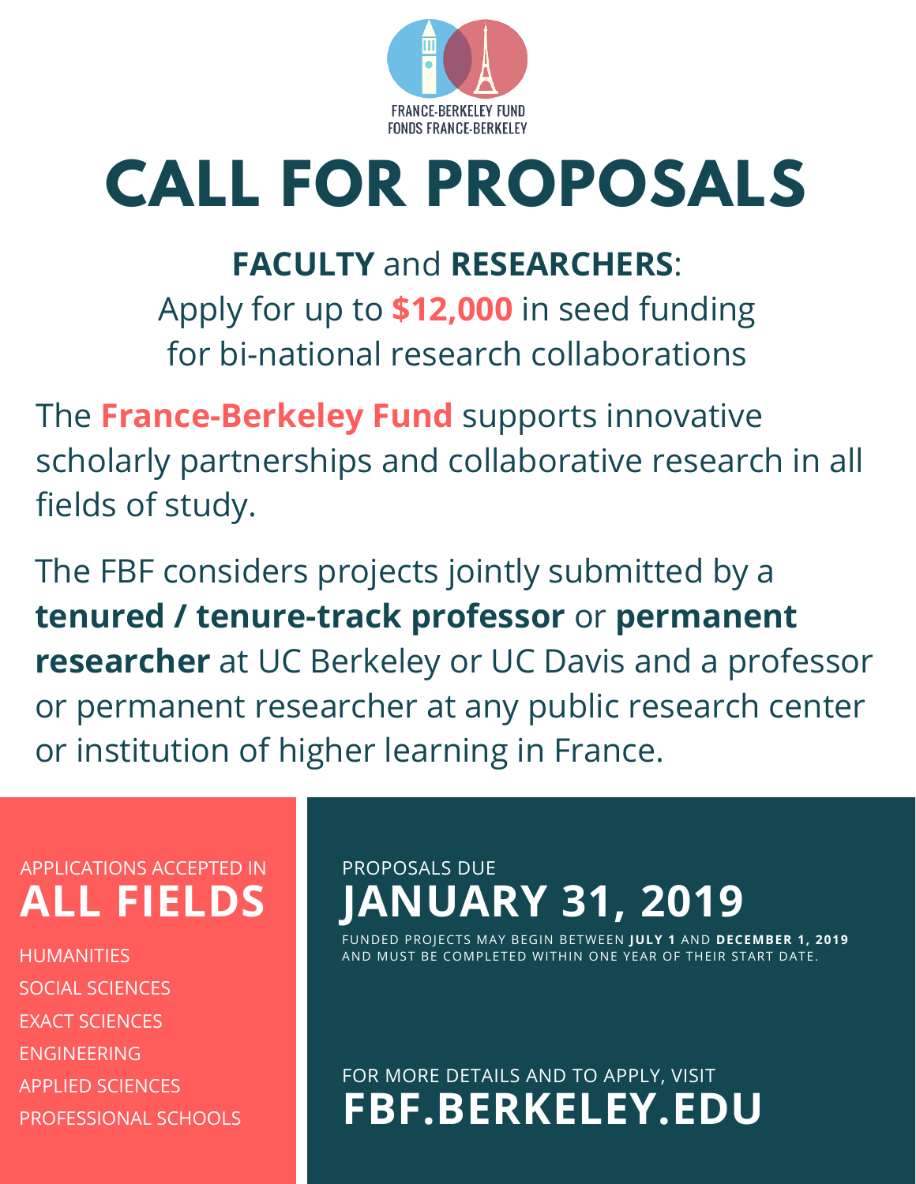FRANCE-BERKELEY FUND
FONDS FRANCE-BERKELEY

# CALL FOR PROPOSALS

**FACULTY** and **RESEARCHERS**:
Apply for up to **$12,000** in seed funding for bi-national research collaborations

The **France-Berkeley Fund** supports innovative scholarly partnerships and collaborative research in all fields of study.

The FBF considers projects jointly submitted by a **tenured / tenure-track professor** or **permanent researcher** at UC Berkeley or UC Davis and a professor or permanent researcher at any public research center or institution of higher learning in France.

APPLICATIONS ACCEPTED IN
## ALL FIELDS

- HUMANITIES
- SOCIAL SCIENCES
- EXACT SCIENCES
- ENGINEERING
- APPLIED SCIENCES
- PROFESSIONAL SCHOOLS

PROPOSALS DUE
## JANUARY 31, 2019

FUNDED PROJECTS MAY BEGIN BETWEEN **JULY 1** AND **DECEMBER 1, 2019** AND MUST BE COMPLETED WITHIN ONE YEAR OF THEIR START DATE.

FOR MORE DETAILS AND TO APPLY, VISIT
## FBF.BERKELEY.EDU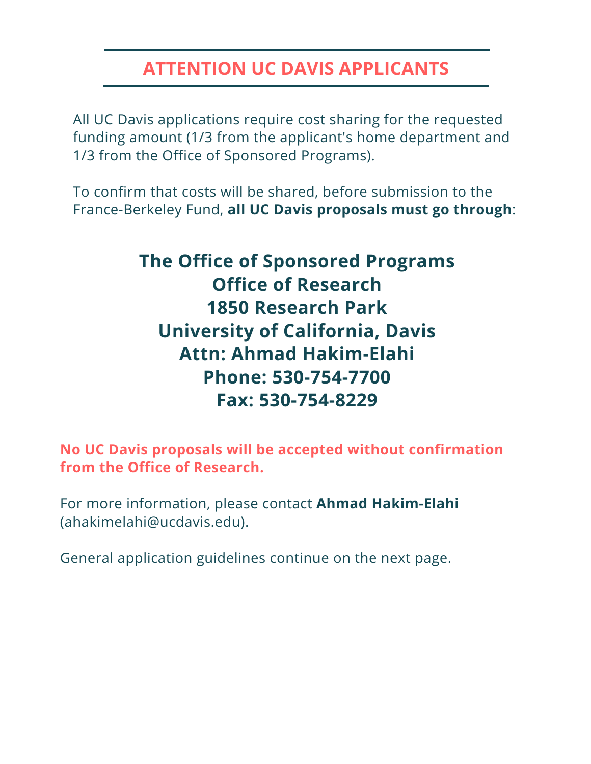## ATTENTION UC DAVIS APPLICANTS

All UC Davis applications require cost sharing for the requested funding amount (1/3 from the applicant's home department and 1/3 from the Office of Sponsored Programs).

To confirm that costs will be shared, before submission to the France-Berkeley Fund, **all UC Davis proposals must go through**:

**The Office of Sponsored Programs**
**Office of Research**
**1850 Research Park**
**University of California, Davis**
**Attn: Ahmad Hakim-Elahi**
**Phone: 530-754-7700**
**Fax: 530-754-8229**

**No UC Davis proposals will be accepted without confirmation from the Office of Research.**

For more information, please contact **Ahmad Hakim-Elahi** (ahakimelahi@ucdavis.edu).

General application guidelines continue on the next page.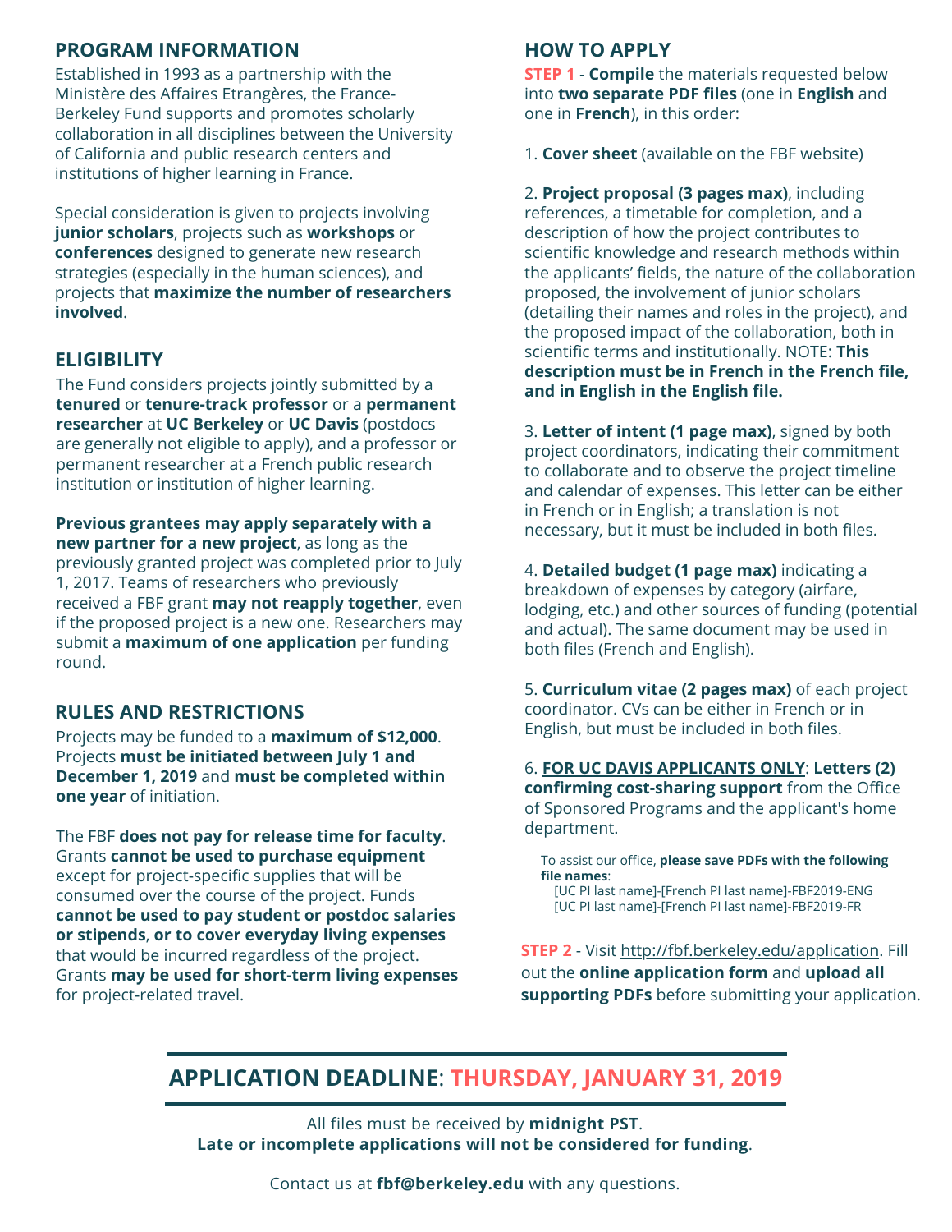## PROGRAM INFORMATION

Established in 1993 as a partnership with the Ministère des Affaires Etrangères, the France-Berkeley Fund supports and promotes scholarly collaboration in all disciplines between the University of California and public research centers and institutions of higher learning in France.

Special consideration is given to projects involving **junior scholars**, projects such as **workshops** or **conferences** designed to generate new research strategies (especially in the human sciences), and projects that **maximize the number of researchers involved**.

## ELIGIBILITY

The Fund considers projects jointly submitted by a **tenured** or **tenure-track professor** or a **permanent researcher** at **UC Berkeley** or **UC Davis** (postdocs are generally not eligible to apply), and a professor or permanent researcher at a French public research institution or institution of higher learning.

**Previous grantees may apply separately with a new partner for a new project**, as long as the previously granted project was completed prior to July 1, 2017. Teams of researchers who previously received a FBF grant **may not reapply together**, even if the proposed project is a new one. Researchers may submit a **maximum of one application** per funding round.

## RULES AND RESTRICTIONS

Projects may be funded to a **maximum of $12,000**. Projects **must be initiated between July 1 and December 1, 2019** and **must be completed within one year** of initiation.

The FBF **does not pay for release time for faculty**. Grants **cannot be used to purchase equipment** except for project-specific supplies that will be consumed over the course of the project. Funds **cannot be used to pay student or postdoc salaries or stipends**, **or to cover everyday living expenses** that would be incurred regardless of the project. Grants **may be used for short-term living expenses** for project-related travel.

## HOW TO APPLY

**STEP 1** - **Compile** the materials requested below into **two separate PDF files** (one in **English** and one in **French**), in this order:

1. **Cover sheet** (available on the FBF website)

2. **Project proposal (3 pages max)**, including references, a timetable for completion, and a description of how the project contributes to scientific knowledge and research methods within the applicants' fields, the nature of the collaboration proposed, the involvement of junior scholars (detailing their names and roles in the project), and the proposed impact of the collaboration, both in scientific terms and institutionally. NOTE: **This description must be in French in the French file, and in English in the English file.**

3. **Letter of intent (1 page max)**, signed by both project coordinators, indicating their commitment to collaborate and to observe the project timeline and calendar of expenses. This letter can be either in French or in English; a translation is not necessary, but it must be included in both files.

4. **Detailed budget (1 page max)** indicating a breakdown of expenses by category (airfare, lodging, etc.) and other sources of funding (potential and actual). The same document may be used in both files (French and English).

5. **Curriculum vitae (2 pages max)** of each project coordinator. CVs can be either in French or in English, but must be included in both files.

6. **FOR UC DAVIS APPLICANTS ONLY**: **Letters (2) confirming cost-sharing support** from the Office of Sponsored Programs and the applicant's home department.

To assist our office, **please save PDFs with the following file names**:
[UC PI last name]-[French PI last name]-FBF2019-ENG
[UC PI last name]-[French PI last name]-FBF2019-FR

**STEP 2** - Visit http://fbf.berkeley.edu/application. Fill out the **online application form** and **upload all supporting PDFs** before submitting your application.

## APPLICATION DEADLINE: THURSDAY, JANUARY 31, 2019

All files must be received by **midnight PST**.
**Late or incomplete applications will not be considered for funding**.

Contact us at **fbf@berkeley.edu** with any questions.